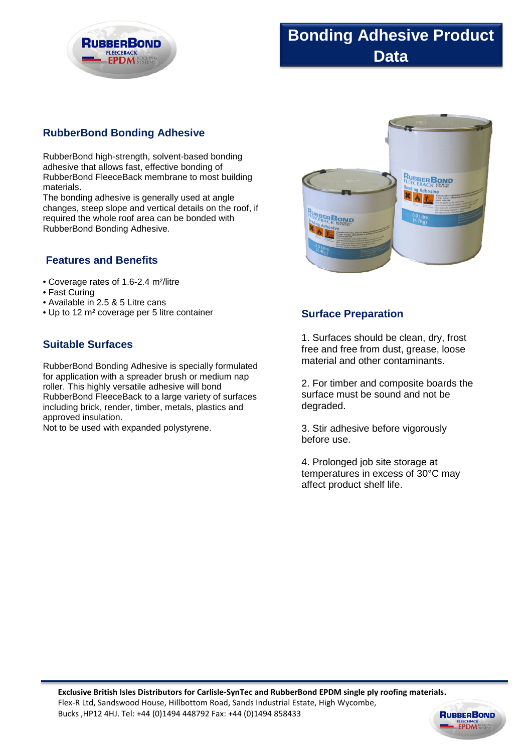# Bonding Adhesive Product Data

## RubberBond Bonding Adhesive

RubberBond high-strength, solvent-based bonding adhesive that allows fast, effective bonding of RubberBond FleeceBack membrane to most building materials.
The bonding adhesive is generally used at angle changes, steep slope and vertical details on the roof, if required the whole roof area can be bonded with RubberBond Bonding Adhesive.

## Features and Benefits

- Coverage rates of 1.6-2.4 m²/litre
- Fast Curing
- Available in 2.5 & 5 Litre cans
- Up to 12 m² coverage per 5 litre container

## Suitable Surfaces

RubberBond Bonding Adhesive is specially formulated for application with a spreader brush or medium nap roller. This highly versatile adhesive will bond RubberBond FleeceBack to a large variety of surfaces including brick, render, timber, metals, plastics and approved insulation.
Not to be used with expanded polystyrene.

## Surface Preparation

1. Surfaces should be clean, dry, frost free and free from dust, grease, loose material and other contaminants.

2. For timber and composite boards the surface must be sound and not be degraded.

3. Stir adhesive before vigorously before use.

4. Prolonged job site storage at temperatures in excess of 30°C may affect product shelf life.

**Exclusive British Isles Distributors for Carlisle-SynTec and RubberBond EPDM single ply roofing materials.**
Flex-R Ltd, Sandswood House, Hillbottom Road, Sands Industrial Estate, High Wycombe, Bucks ,HP12 4HJ. Tel: +44 (0)1494 448792 Fax: +44 (0)1494 858433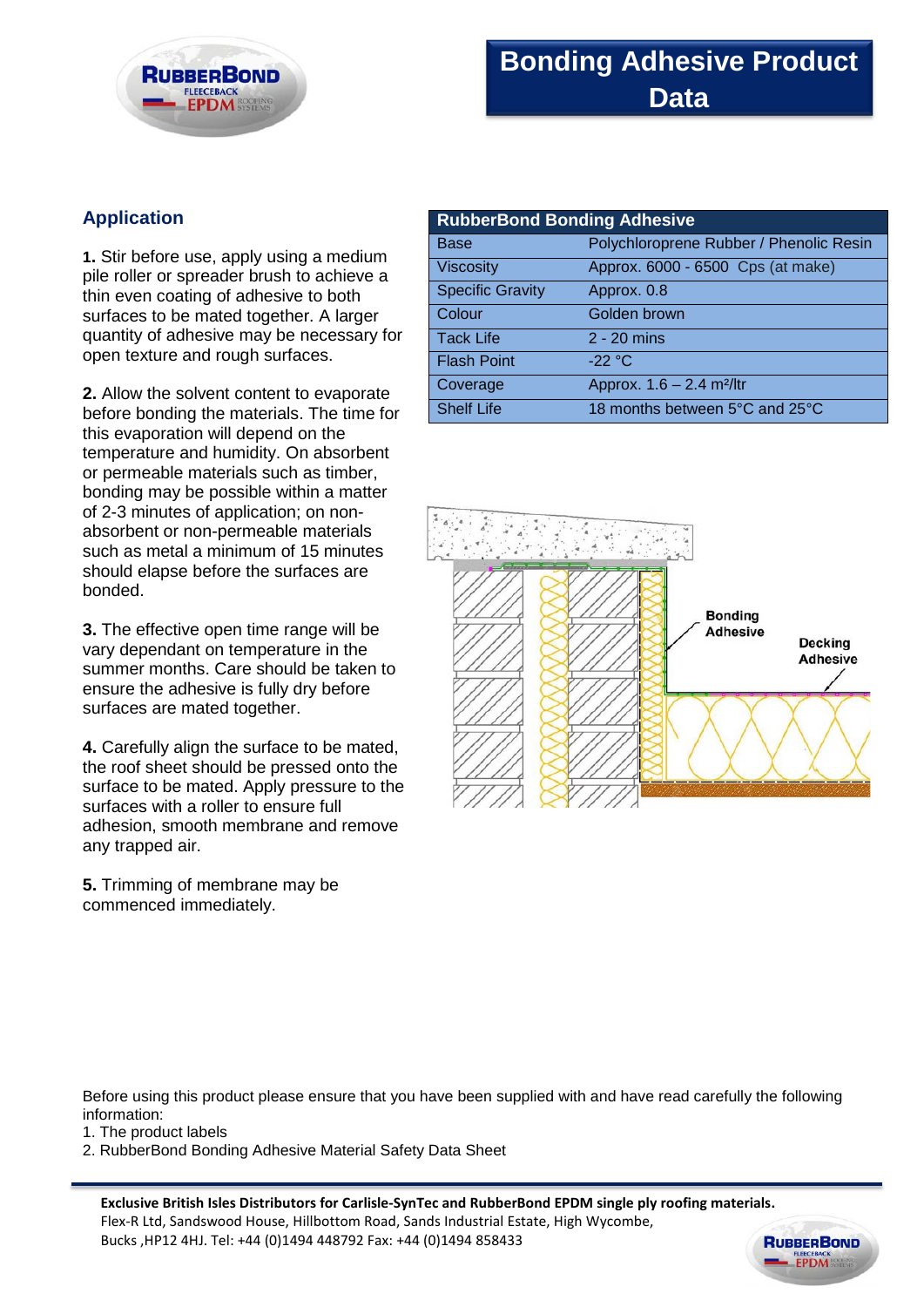# Bonding Adhesive Product Data

## Application

**1.** Stir before use, apply using a medium pile roller or spreader brush to achieve a thin even coating of adhesive to both surfaces to be mated together. A larger quantity of adhesive may be necessary for open texture and rough surfaces.

**2.** Allow the solvent content to evaporate before bonding the materials. The time for this evaporation will depend on the temperature and humidity. On absorbent or permeable materials such as timber, bonding may be possible within a matter of 2-3 minutes of application; on non-absorbent or non-permeable materials such as metal a minimum of 15 minutes should elapse before the surfaces are bonded.

**3.** The effective open time range will be vary dependant on temperature in the summer months. Care should be taken to ensure the adhesive is fully dry before surfaces are mated together.

**4.** Carefully align the surface to be mated, the roof sheet should be pressed onto the surface to be mated. Apply pressure to the surfaces with a roller to ensure full adhesion, smooth membrane and remove any trapped air.

**5.** Trimming of membrane may be commenced immediately.

| RubberBond Bonding Adhesive | |
|---|---|
| Base | Polychloroprene Rubber / Phenolic Resin |
| Viscosity | Approx. 6000 - 6500 Cps (at make) |
| Specific Gravity | Approx. 0.8 |
| Colour | Golden brown |
| Tack Life | 2 - 20 mins |
| Flash Point | -22 °C |
| Coverage | Approx. 1.6 – 2.4 m²/ltr |
| Shelf Life | 18 months between 5°C and 25°C |

Bonding Adhesive

Decking Adhesive

Before using this product please ensure that you have been supplied with and have read carefully the following information:

1. The product labels
2. RubberBond Bonding Adhesive Material Safety Data Sheet

**Exclusive British Isles Distributors for Carlisle-SynTec and RubberBond EPDM single ply roofing materials.**
Flex-R Ltd, Sandswood House, Hillbottom Road, Sands Industrial Estate, High Wycombe, Bucks ,HP12 4HJ. Tel: +44 (0)1494 448792 Fax: +44 (0)1494 858433